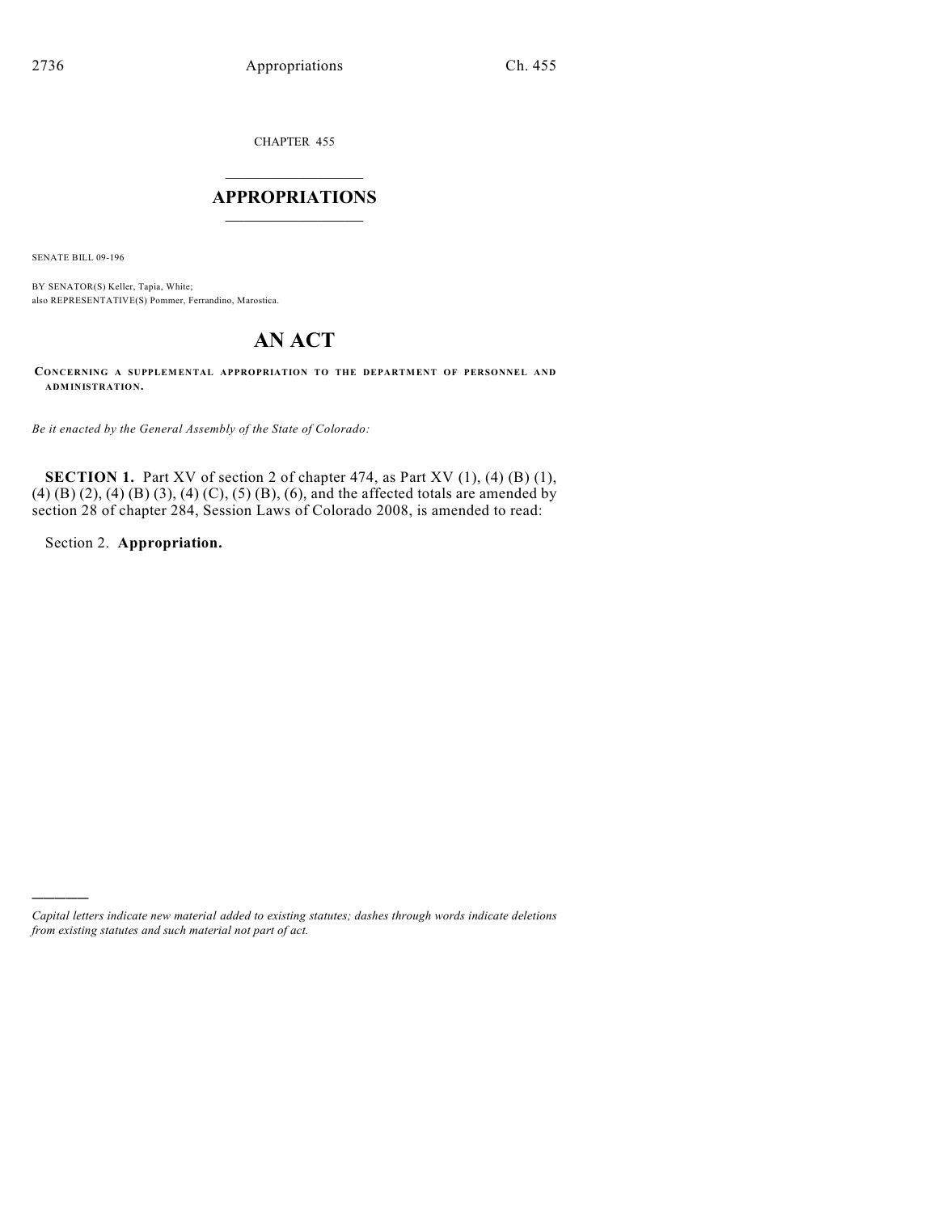CHAPTER 455

# APPROPRIATIONS

SENATE BILL 09-196

BY SENATOR(S) Keller, Tapia, White;
also REPRESENTATIVE(S) Pommer, Ferrandino, Marostica.

# AN ACT

**CONCERNING A SUPPLEMENTAL APPROPRIATION TO THE DEPARTMENT OF PERSONNEL AND ADMINISTRATION.**

*Be it enacted by the General Assembly of the State of Colorado:*

**SECTION 1.** Part XV of section 2 of chapter 474, as Part XV (1), (4) (B) (1), (4) (B) (2), (4) (B) (3), (4) (C), (5) (B), (6), and the affected totals are amended by section 28 of chapter 284, Session Laws of Colorado 2008, is amended to read:

Section 2. **Appropriation.**

---

*Capital letters indicate new material added to existing statutes; dashes through words indicate deletions from existing statutes and such material not part of act.*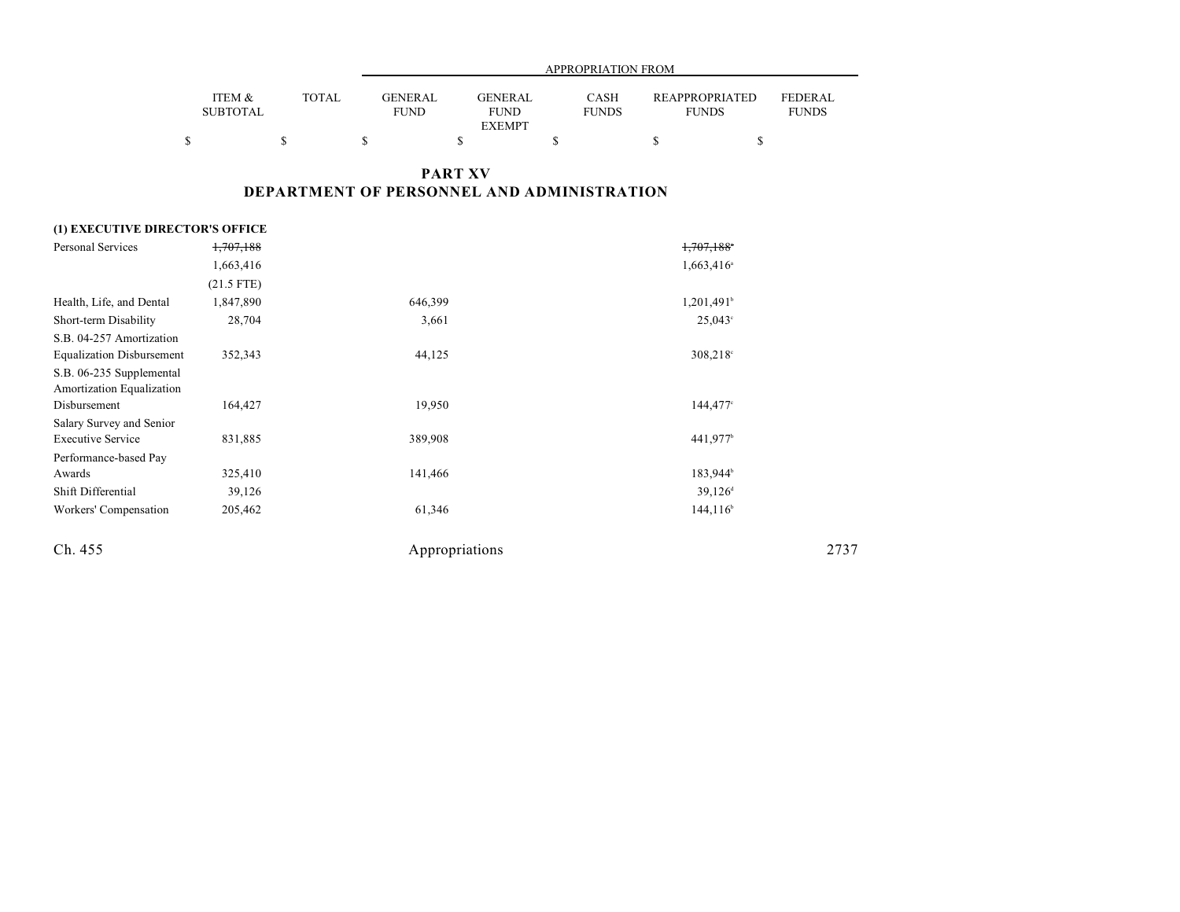| | ITEM & SUBTOTAL | TOTAL | APPROPRIATION FROM GENERAL FUND | GENERAL FUND EXEMPT | CASH FUNDS | REAPPROPRIATED FUNDS | FEDERAL FUNDS |
|---|---|---|---|---|---|---|---|
| | $ | $ | $ | $ | $ | $ | $ |

## PART XV
## DEPARTMENT OF PERSONNEL AND ADMINISTRATION

| | ITEM & SUBTOTAL | TOTAL | GENERAL FUND | GENERAL FUND EXEMPT | CASH FUNDS | REAPPROPRIATED FUNDS | FEDERAL FUNDS |
|---|---|---|---|---|---|---|---|
| **(1) EXECUTIVE DIRECTOR'S OFFICE** | | | | | | | |
| Personal Services | ~~1,707,188~~ | | | | | ~~1,707,188~~[a] | |
| | 1,663,416 | | | | | 1,663,416[a] | |
| | (21.5 FTE) | | | | | | |
| Health, Life, and Dental | 1,847,890 | | 646,399 | | | 1,201,491[b] | |
| Short-term Disability | 28,704 | | 3,661 | | | 25,043[c] | |
| S.B. 04-257 Amortization Equalization Disbursement | 352,343 | | 44,125 | | | 308,218[c] | |
| S.B. 06-235 Supplemental Amortization Equalization Disbursement | 164,427 | | 19,950 | | | 144,477[c] | |
| Salary Survey and Senior Executive Service | 831,885 | | 389,908 | | | 441,977[b] | |
| Performance-based Pay Awards | 325,410 | | 141,466 | | | 183,944[b] | |
| Shift Differential | 39,126 | | | | | 39,126[d] | |
| Workers' Compensation | 205,462 | | 61,346 | | | 144,116[b] | |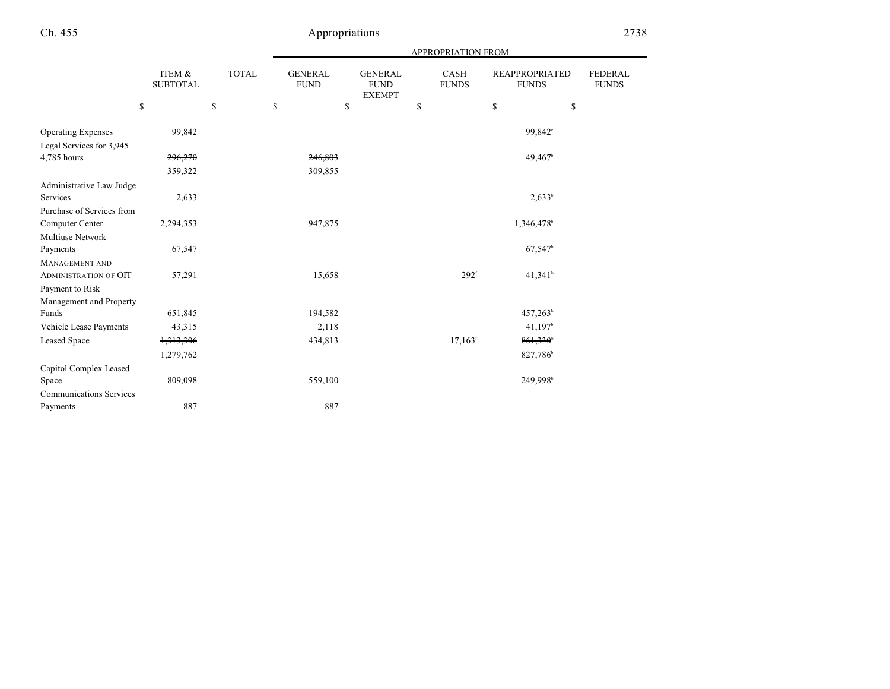| | ITEM & SUBTOTAL | TOTAL | GENERAL FUND | GENERAL FUND EXEMPT | CASH FUNDS | REAPPROPRIATED FUNDS | FEDERAL FUNDS |
|---|---|---|---|---|---|---|---|
| | | | APPROPRIATION FROM | | | | |
| | $ | $ | $ | $ | $ | $ | $ |
| Operating Expenses | 99,842 | | | | | 99,842[c] | |
| Legal Services for ~~3,945~~ 4,785 hours | ~~296,270~~ | | ~~246,803~~ | | | 49,467[b] | |
| | 359,322 | | 309,855 | | | | |
| Administrative Law Judge Services | 2,633 | | | | | 2,633[b] | |
| Purchase of Services from Computer Center | 2,294,353 | | 947,875 | | | 1,346,478[b] | |
| Multiuse Network Payments | 67,547 | | | | | 67,547[b] | |
| MANAGEMENT AND ADMINISTRATION OF OIT | 57,291 | | 15,658 | | 292[f] | 41,341[b] | |
| Payment to Risk Management and Property Funds | 651,845 | | 194,582 | | | 457,263[b] | |
| Vehicle Lease Payments | 43,315 | | 2,118 | | | 41,197[b] | |
| Leased Space | ~~1,313,306~~ | | 434,813 | | 17,163[f] | ~~861,330~~[b] | |
| | 1,279,762 | | | | | 827,786[b] | |
| Capitol Complex Leased Space | 809,098 | | 559,100 | | | 249,998[b] | |
| Communications Services Payments | 887 | | 887 | | | | |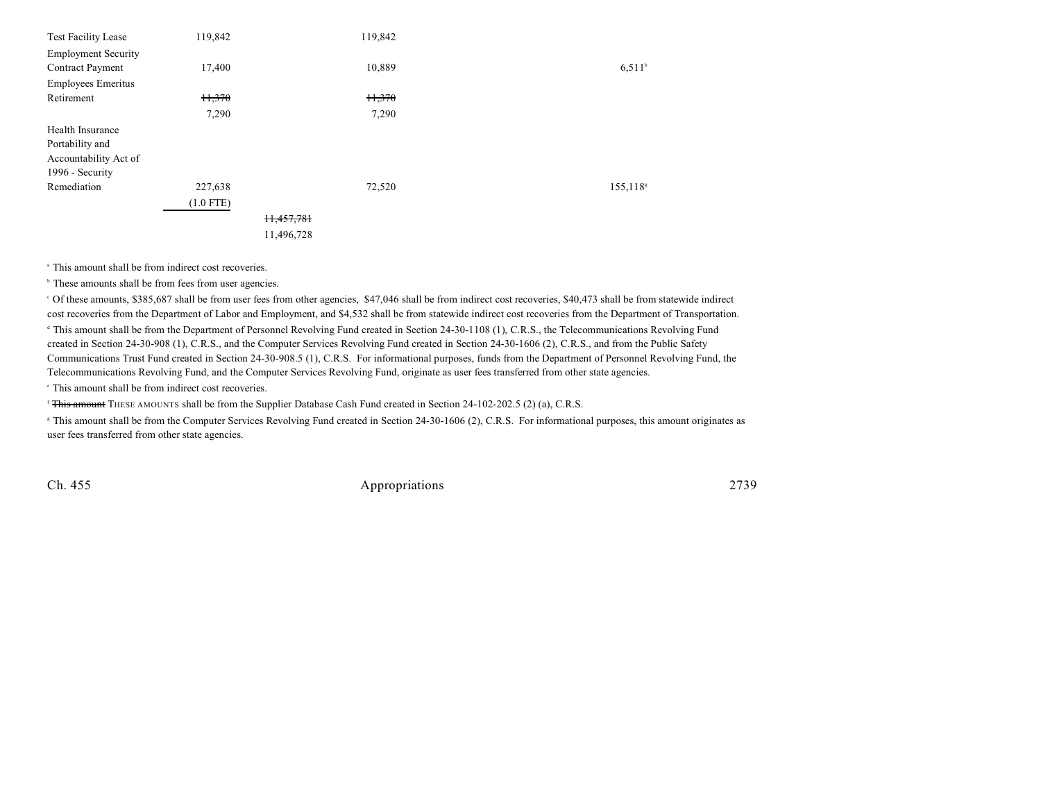| | | | | | | |
|---|---|---|---|---|---|---|
| Test Facility Lease | 119,842 | | 119,842 | | | |
| Employment Security Contract Payment | 17,400 | | 10,889 | | 6,511[b] | |
| Employees Emeritus Retirement | ~~11,370~~ | | ~~11,370~~ | | | |
| | 7,290 | | 7,290 | | | |
| Health Insurance Portability and Accountability Act of 1996 - Security Remediation | 227,638 | | 72,520 | | 155,118[g] | |
| | (1.0 FTE) | | | | | |
| | | ~~11,457,781~~ | | | | |
| | | 11,496,728 | | | | |

[a] This amount shall be from indirect cost recoveries.

[b] These amounts shall be from fees from user agencies.

[c] Of these amounts, $385,687 shall be from user fees from other agencies, $47,046 shall be from indirect cost recoveries, $40,473 shall be from statewide indirect cost recoveries from the Department of Labor and Employment, and $4,532 shall be from statewide indirect cost recoveries from the Department of Transportation.

[d] This amount shall be from the Department of Personnel Revolving Fund created in Section 24-30-1108 (1), C.R.S., the Telecommunications Revolving Fund created in Section 24-30-908 (1), C.R.S., and the Computer Services Revolving Fund created in Section 24-30-1606 (2), C.R.S., and from the Public Safety Communications Trust Fund created in Section 24-30-908.5 (1), C.R.S. For informational purposes, funds from the Department of Personnel Revolving Fund, the Telecommunications Revolving Fund, and the Computer Services Revolving Fund, originate as user fees transferred from other state agencies.

[e] This amount shall be from indirect cost recoveries.

[f] ~~This amount~~ THESE AMOUNTS shall be from the Supplier Database Cash Fund created in Section 24-102-202.5 (2) (a), C.R.S.

[g] This amount shall be from the Computer Services Revolving Fund created in Section 24-30-1606 (2), C.R.S. For informational purposes, this amount originates as user fees transferred from other state agencies.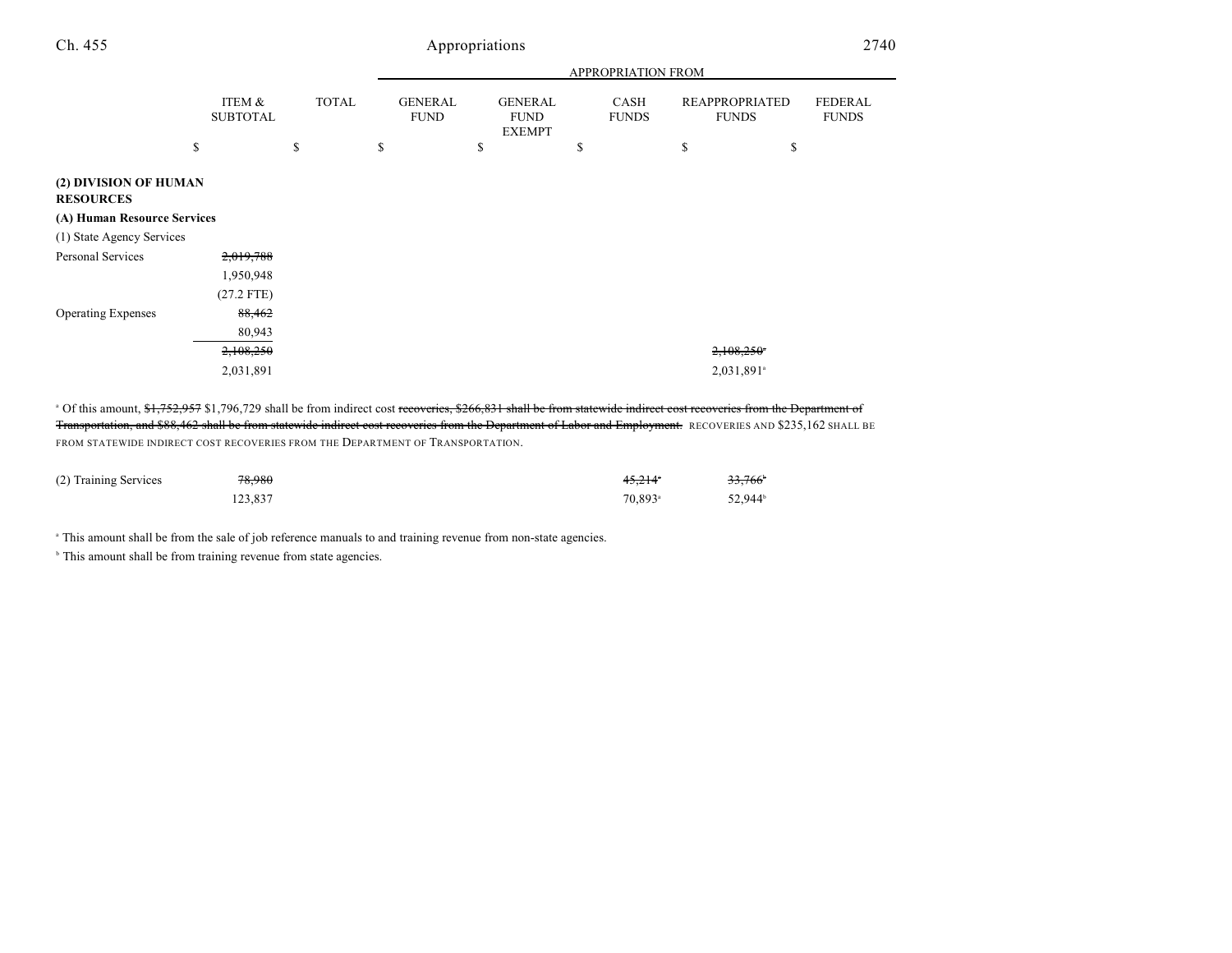| | ITEM & SUBTOTAL | TOTAL | GENERAL FUND | GENERAL FUND EXEMPT | CASH FUNDS | REAPPROPRIATED FUNDS | FEDERAL FUNDS |
|---|---|---|---|---|---|---|---|
| | | | APPROPRIATION FROM | | | | |
| | $ | $ | $ | $ | $ | $ | $ |
| **(2) DIVISION OF HUMAN RESOURCES** | | | | | | | |
| **(A) Human Resource Services** | | | | | | | |
| (1) State Agency Services | | | | | | | |
| Personal Services | ~~2,019,788~~ | | | | | | |
| | 1,950,948 | | | | | | |
| | (27.2 FTE) | | | | | | |
| Operating Expenses | ~~88,462~~ | | | | | | |
| | 80,943 | | | | | | |
| | ~~2,108,250~~ | | | | | ~~2,108,250~~[a] | |
| | 2,031,891 | | | | | 2,031,891[a] | |

[a] Of this amount, ~~$1,752,957~~ $1,796,729 shall be from indirect cost ~~recoveries, $266,831 shall be from statewide indirect cost recoveries from the Department of Transportation, and $88,462 shall be from statewide indirect cost recoveries from the Department of Labor and Employment.~~ RECOVERIES AND $235,162 SHALL BE FROM STATEWIDE INDIRECT COST RECOVERIES FROM THE DEPARTMENT OF TRANSPORTATION.

| | ITEM & SUBTOTAL | TOTAL | GENERAL FUND | GENERAL FUND EXEMPT | CASH FUNDS | REAPPROPRIATED FUNDS | FEDERAL FUNDS |
|---|---|---|---|---|---|---|---|
| (2) Training Services | ~~78,980~~ | | | | ~~45,214~~[a] | ~~33,766~~[b] | |
| | 123,837 | | | | 70,893[a] | 52,944[b] | |

[a] This amount shall be from the sale of job reference manuals to and training revenue from non-state agencies.

[b] This amount shall be from training revenue from state agencies.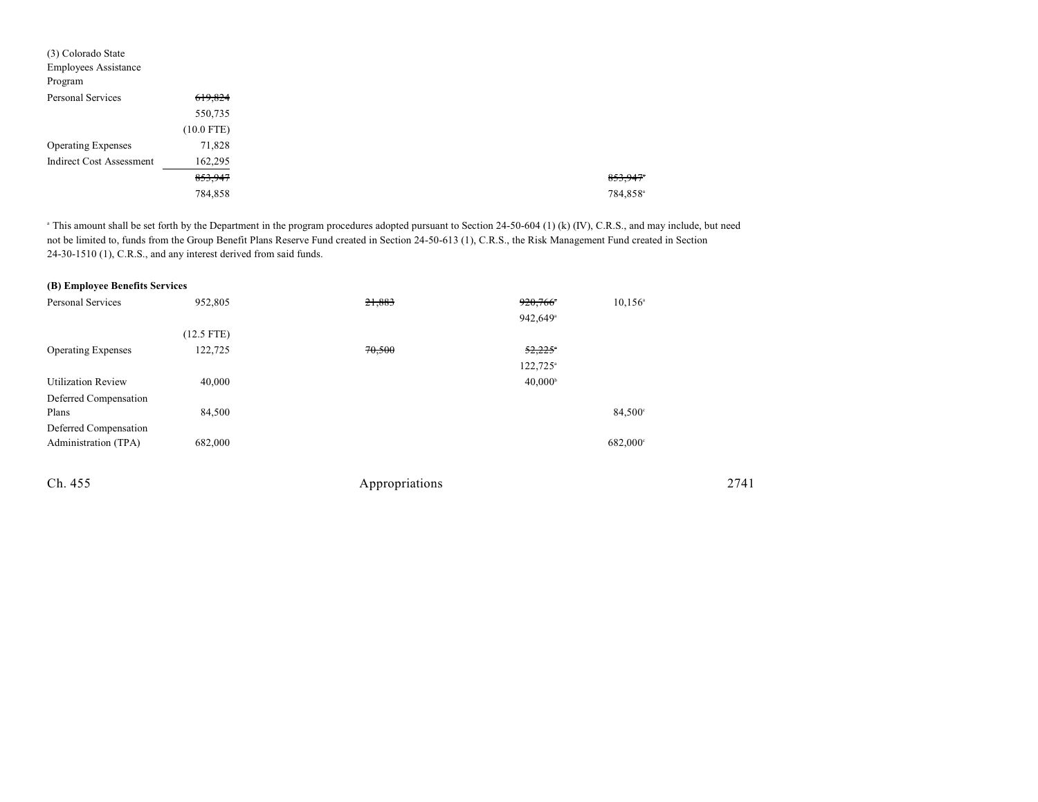| | | | | | |
|---|---|---|---|---|---|
| (3) Colorado State Employees Assistance Program | | | | | |
| Personal Services | ~~619,824~~ 550,735 | | | | |
| | (10.0 FTE) | | | | |
| Operating Expenses | 71,828 | | | | |
| Indirect Cost Assessment | 162,295 | | | | |
| | ~~853,947~~ 784,858 | | | ~~853,947~~[a] 784,858[a] | |

[a] This amount shall be set forth by the Department in the program procedures adopted pursuant to Section 24-50-604 (1) (k) (IV), C.R.S., and may include, but need not be limited to, funds from the Group Benefit Plans Reserve Fund created in Section 24-50-613 (1), C.R.S., the Risk Management Fund created in Section 24-30-1510 (1), C.R.S., and any interest derived from said funds.

**(B) Employee Benefits Services**

| | | | | | |
|---|---|---|---|---|---|
| Personal Services | 952,805 | ~~21,883~~ | ~~920,766~~[a] 942,649[a] | 10,156[a] | |
| | (12.5 FTE) | | | | |
| Operating Expenses | 122,725 | ~~70,500~~ | ~~52,225~~[a] 122,725[a] | | |
| Utilization Review | 40,000 | | 40,000[b] | | |
| Deferred Compensation Plans | 84,500 | | | 84,500[c] | |
| Deferred Compensation Administration (TPA) | 682,000 | | | 682,000[c] | |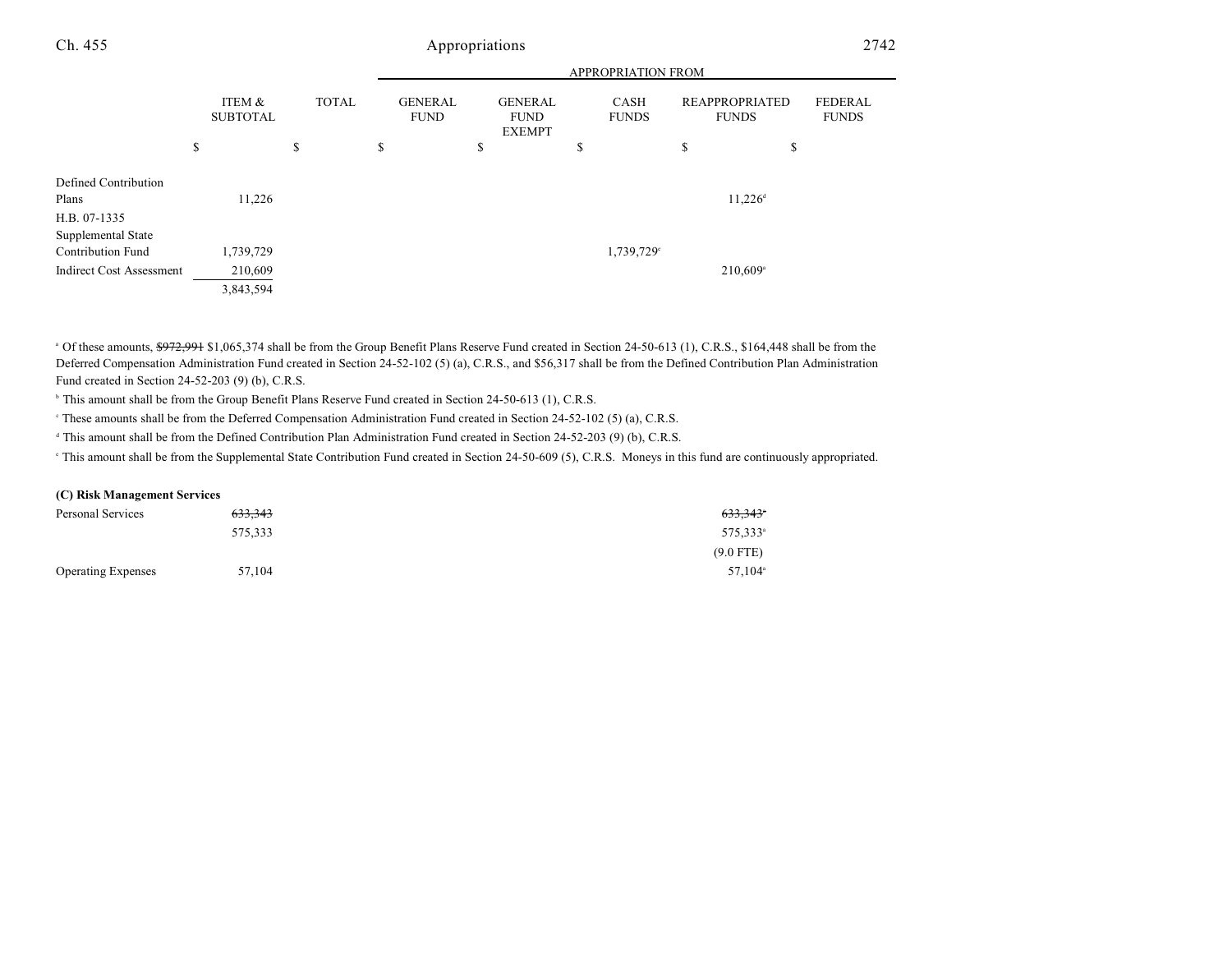| | ITEM & SUBTOTAL | TOTAL | APPROPRIATION FROM GENERAL FUND | GENERAL FUND EXEMPT | CASH FUNDS | REAPPROPRIATED FUNDS | FEDERAL FUNDS |
|---|---|---|---|---|---|---|---|
| | $ | $ | $ | $ | $ | $ | $ |
| Defined Contribution Plans | 11,226 | | | | | 11,226[d] | |
| H.B. 07-1335 Supplemental State Contribution Fund | 1,739,729 | | | | 1,739,729[e] | | |
| Indirect Cost Assessment | 210,609 | | | | | 210,609[a] | |
| | 3,843,594 | | | | | | |

[a] Of these amounts, ~~$972,991~~ $1,065,374 shall be from the Group Benefit Plans Reserve Fund created in Section 24-50-613 (1), C.R.S., $164,448 shall be from the Deferred Compensation Administration Fund created in Section 24-52-102 (5) (a), C.R.S., and $56,317 shall be from the Defined Contribution Plan Administration Fund created in Section 24-52-203 (9) (b), C.R.S.

[b] This amount shall be from the Group Benefit Plans Reserve Fund created in Section 24-50-613 (1), C.R.S.

[c] These amounts shall be from the Deferred Compensation Administration Fund created in Section 24-52-102 (5) (a), C.R.S.

[d] This amount shall be from the Defined Contribution Plan Administration Fund created in Section 24-52-203 (9) (b), C.R.S.

[e] This amount shall be from the Supplemental State Contribution Fund created in Section 24-50-609 (5), C.R.S. Moneys in this fund are continuously appropriated.

**(C) Risk Management Services**

| | ITEM & SUBTOTAL | TOTAL | GENERAL FUND | GENERAL FUND EXEMPT | CASH FUNDS | REAPPROPRIATED FUNDS | FEDERAL FUNDS |
|---|---|---|---|---|---|---|---|
| Personal Services | ~~633,343~~ | | | | | ~~633,343~~[a] | |
| | 575,333 | | | | | 575,333[a] | |
| | | | | | | (9.0 FTE) | |
| Operating Expenses | 57,104 | | | | | 57,104[a] | |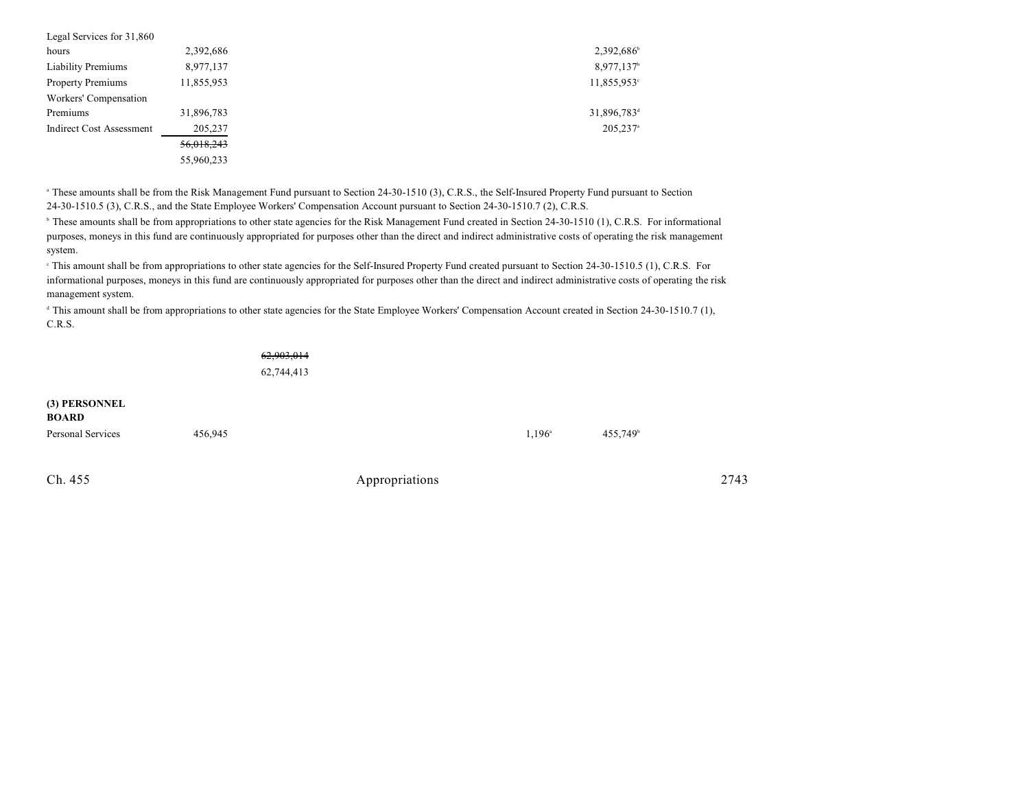| | | | | | | |
|---|---|---|---|---|---|---|
| Legal Services for 31,860 hours | 2,392,686 | | | | 2,392,686[b] | |
| Liability Premiums | 8,977,137 | | | | 8,977,137[b] | |
| Property Premiums | 11,855,953 | | | | 11,855,953[c] | |
| Workers' Compensation Premiums | 31,896,783 | | | | 31,896,783[d] | |
| Indirect Cost Assessment | 205,237 | | | | 205,237[a] | |
| | ~~56,018,243~~ | | | | | |
| | 55,960,233 | | | | | |

[a] These amounts shall be from the Risk Management Fund pursuant to Section 24-30-1510 (3), C.R.S., the Self-Insured Property Fund pursuant to Section 24-30-1510.5 (3), C.R.S., and the State Employee Workers' Compensation Account pursuant to Section 24-30-1510.7 (2), C.R.S.

[b] These amounts shall be from appropriations to other state agencies for the Risk Management Fund created in Section 24-30-1510 (1), C.R.S. For informational purposes, moneys in this fund are continuously appropriated for purposes other than the direct and indirect administrative costs of operating the risk management system.

[c] This amount shall be from appropriations to other state agencies for the Self-Insured Property Fund created pursuant to Section 24-30-1510.5 (1), C.R.S. For informational purposes, moneys in this fund are continuously appropriated for purposes other than the direct and indirect administrative costs of operating the risk management system.

[d] This amount shall be from appropriations to other state agencies for the State Employee Workers' Compensation Account created in Section 24-30-1510.7 (1), C.R.S.

| | | | | | | |
|---|---|---|---|---|---|---|
| | | ~~62,903,014~~ | | | | |
| | | 62,744,413 | | | | |

**(3) PERSONNEL BOARD**

| | | | | | | |
|---|---|---|---|---|---|---|
| Personal Services | 456,945 | | | 1,196[a] | 455,749[b] | |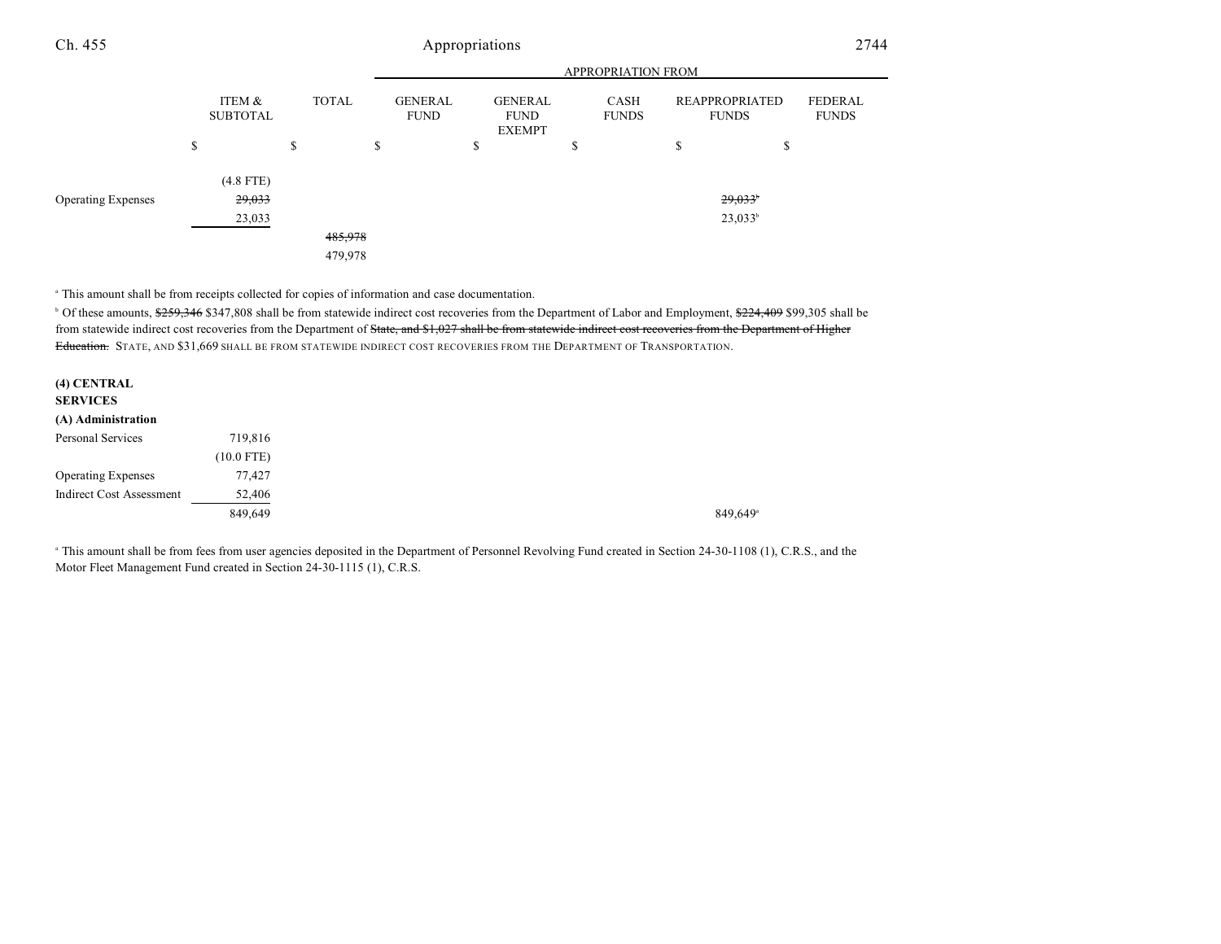| | ITEM & SUBTOTAL | TOTAL | GENERAL FUND | GENERAL FUND EXEMPT | CASH FUNDS | REAPPROPRIATED FUNDS | FEDERAL FUNDS |
|---|---|---|---|---|---|---|---|
| | $ | $ | $ | $ | $ | $ | $ |
| | (4.8 FTE) | | | | | | |
| Operating Expenses | ~~29,033~~ | | | | | ~~29,033~~[b] | |
| | 23,033 | | | | | 23,033[b] | |
| | | ~~485,978~~ | | | | | |
| | | 479,978 | | | | | |

[a] This amount shall be from receipts collected for copies of information and case documentation.

[b] Of these amounts, ~~$259,346~~ $347,808 shall be from statewide indirect cost recoveries from the Department of Labor and Employment, ~~$224,409~~ $99,305 shall be from statewide indirect cost recoveries from the Department of ~~State, and $1,027 shall be from statewide indirect cost recoveries from the Department of Higher Education.~~ STATE, AND $31,669 SHALL BE FROM STATEWIDE INDIRECT COST RECOVERIES FROM THE DEPARTMENT OF TRANSPORTATION.

**(4) CENTRAL SERVICES**

**(A) Administration**

| | ITEM & SUBTOTAL | TOTAL | GENERAL FUND | GENERAL FUND EXEMPT | CASH FUNDS | REAPPROPRIATED FUNDS | FEDERAL FUNDS |
|---|---|---|---|---|---|---|---|
| Personal Services | 719,816 | | | | | | |
| | (10.0 FTE) | | | | | | |
| Operating Expenses | 77,427 | | | | | | |
| Indirect Cost Assessment | 52,406 | | | | | | |
| | 849,649 | | | | | 849,649[a] | |

[a] This amount shall be from fees from user agencies deposited in the Department of Personnel Revolving Fund created in Section 24-30-1108 (1), C.R.S., and the Motor Fleet Management Fund created in Section 24-30-1115 (1), C.R.S.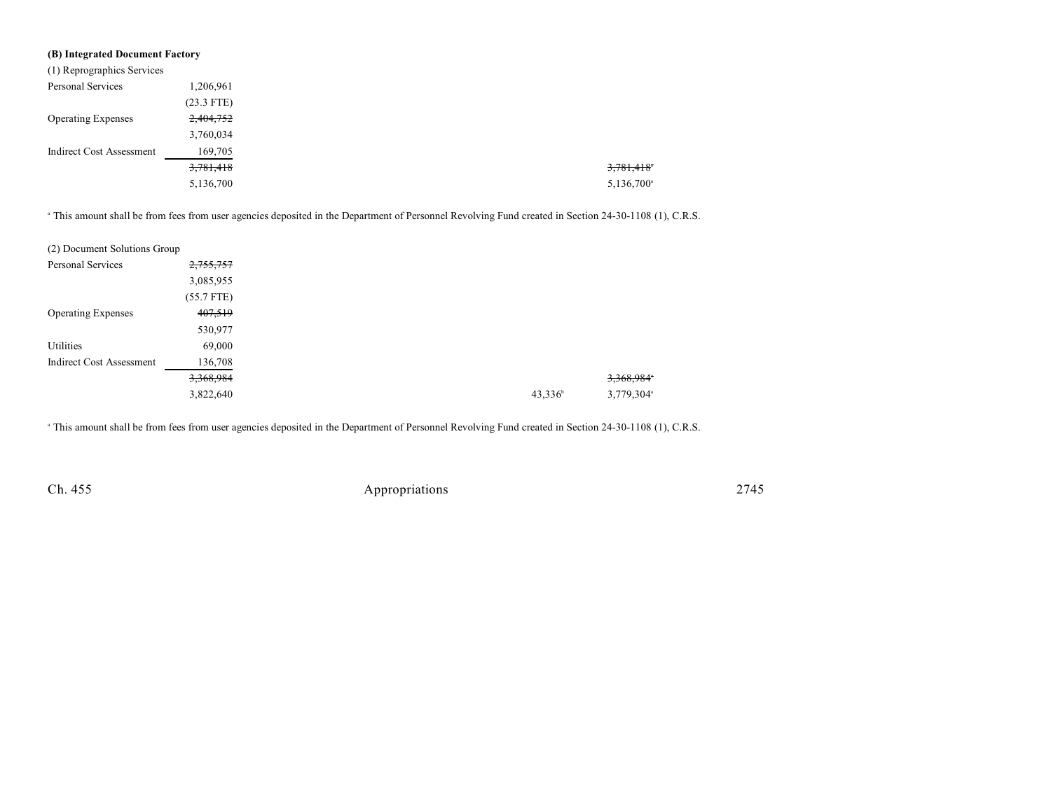**(B) Integrated Document Factory**

(1) Reprographics Services

| | | | |
|---|---|---|---|
| Personal Services | 1,206,961 | | |
| | (23.3 FTE) | | |
| Operating Expenses | ~~2,404,752~~ | | |
| | 3,760,034 | | |
| Indirect Cost Assessment | 169,705 | | |
| | ~~3,781,418~~ | | ~~3,781,418~~[a] |
| | 5,136,700 | | 5,136,700[a] |

[a] This amount shall be from fees from user agencies deposited in the Department of Personnel Revolving Fund created in Section 24-30-1108 (1), C.R.S.

(2) Document Solutions Group

| | | | |
|---|---|---|---|
| Personal Services | ~~2,755,757~~ | | |
| | 3,085,955 | | |
| | (55.7 FTE) | | |
| Operating Expenses | ~~407,519~~ | | |
| | 530,977 | | |
| Utilities | 69,000 | | |
| Indirect Cost Assessment | 136,708 | | |
| | ~~3,368,984~~ | | ~~3,368,984~~[a] |
| | 3,822,640 | 43,336[b] | 3,779,304[a] |

[a] This amount shall be from fees from user agencies deposited in the Department of Personnel Revolving Fund created in Section 24-30-1108 (1), C.R.S.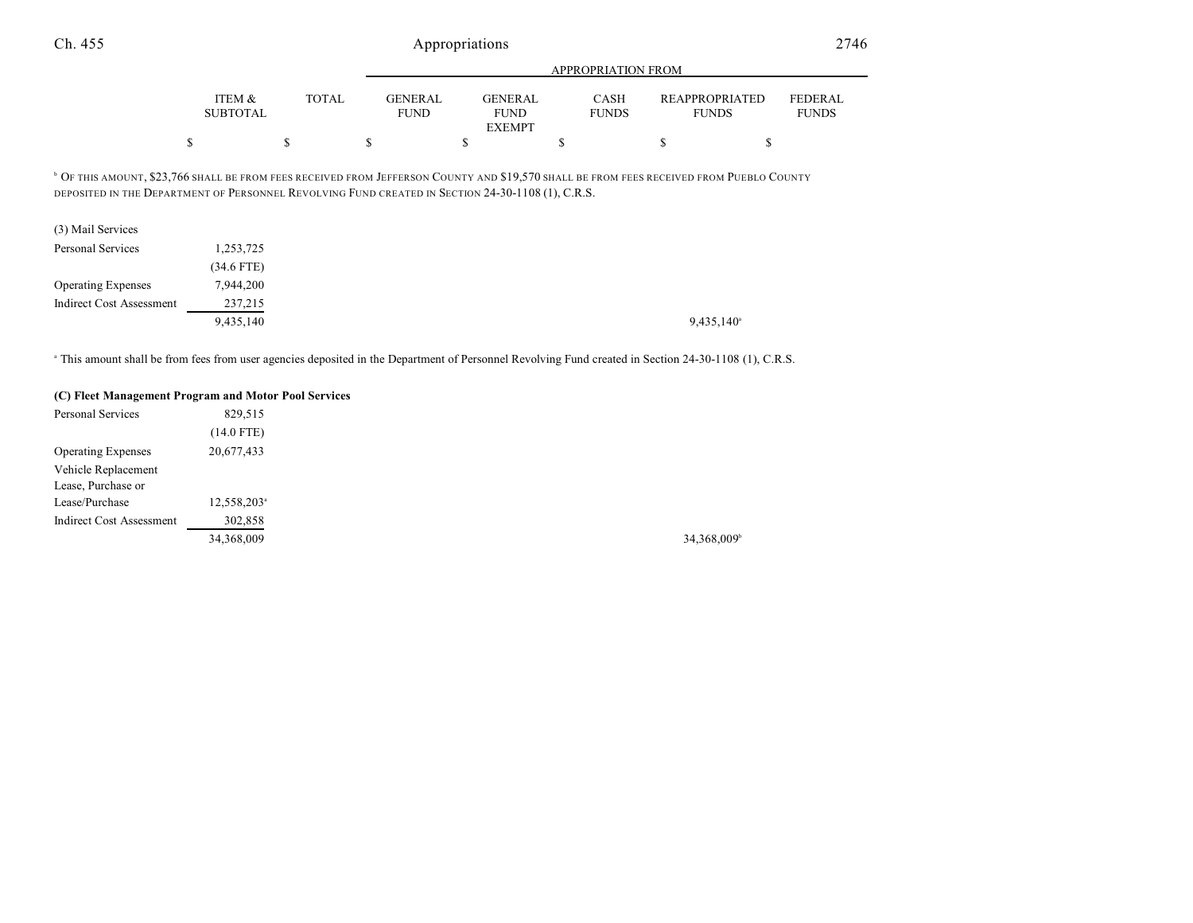| | ITEM & SUBTOTAL | TOTAL | APPROPRIATION FROM GENERAL FUND | GENERAL FUND EXEMPT | CASH FUNDS | REAPPROPRIATED FUNDS | FEDERAL FUNDS |
|---|---|---|---|---|---|---|---|
| | $ | $ | $ | $ | $ | $ | $ |

[b] OF THIS AMOUNT, $23,766 SHALL BE FROM FEES RECEIVED FROM JEFFERSON COUNTY AND $19,570 SHALL BE FROM FEES RECEIVED FROM PUEBLO COUNTY DEPOSITED IN THE DEPARTMENT OF PERSONNEL REVOLVING FUND CREATED IN SECTION 24-30-1108 (1), C.R.S.

| | ITEM & SUBTOTAL | TOTAL | GENERAL FUND | GENERAL FUND EXEMPT | CASH FUNDS | REAPPROPRIATED FUNDS | FEDERAL FUNDS |
|---|---|---|---|---|---|---|---|
| (3) Mail Services | | | | | | | |
| Personal Services | 1,253,725 | | | | | | |
| | (34.6 FTE) | | | | | | |
| Operating Expenses | 7,944,200 | | | | | | |
| Indirect Cost Assessment | 237,215 | | | | | | |
| | 9,435,140 | | | | | 9,435,140[a] | |

[a] This amount shall be from fees from user agencies deposited in the Department of Personnel Revolving Fund created in Section 24-30-1108 (1), C.R.S.

**(C) Fleet Management Program and Motor Pool Services**

| | ITEM & SUBTOTAL | TOTAL | GENERAL FUND | GENERAL FUND EXEMPT | CASH FUNDS | REAPPROPRIATED FUNDS | FEDERAL FUNDS |
|---|---|---|---|---|---|---|---|
| Personal Services | 829,515 | | | | | | |
| | (14.0 FTE) | | | | | | |
| Operating Expenses | 20,677,433 | | | | | | |
| Vehicle Replacement Lease, Purchase or Lease/Purchase | 12,558,203[a] | | | | | | |
| Indirect Cost Assessment | 302,858 | | | | | | |
| | 34,368,009 | | | | | 34,368,009[b] | |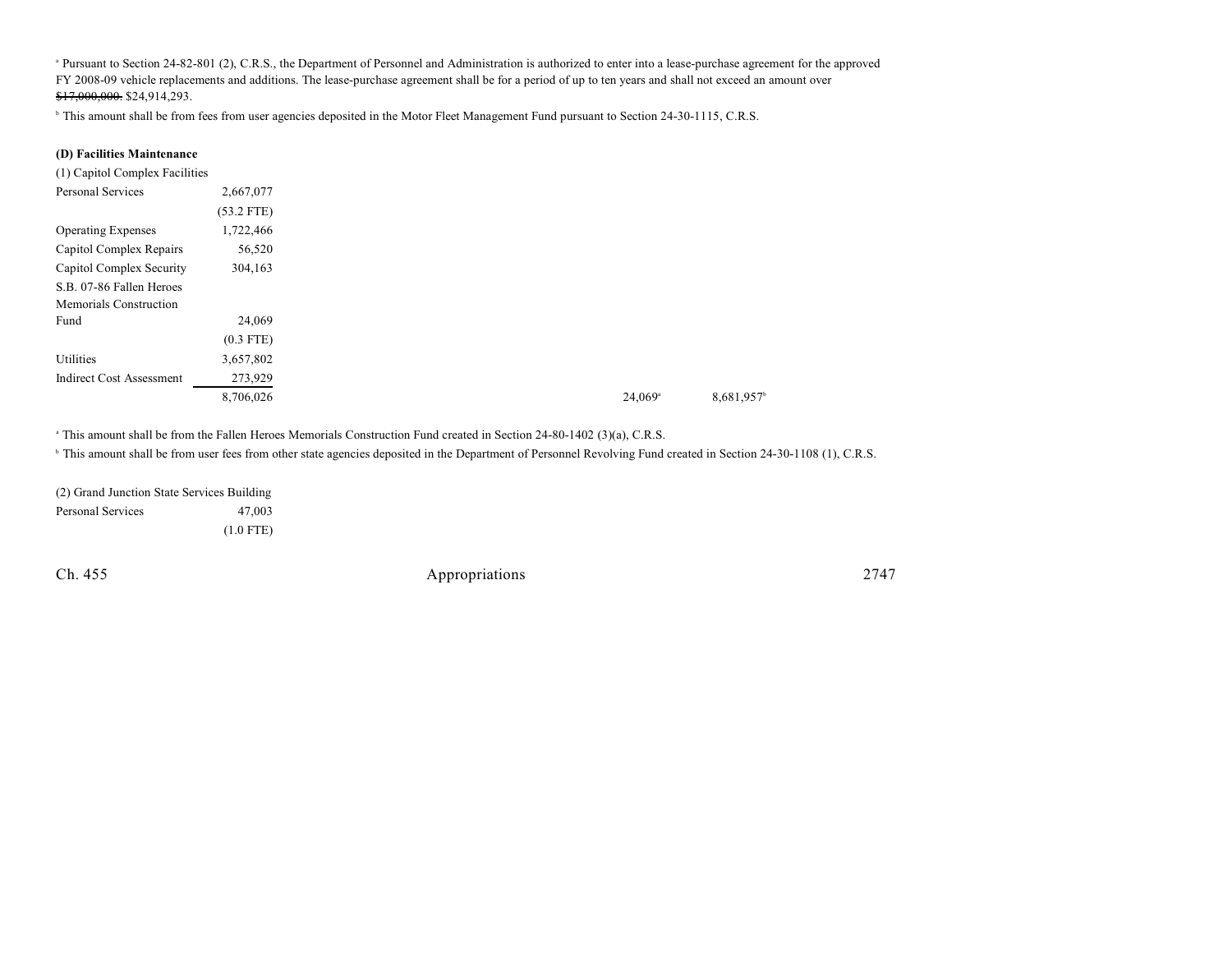[a] Pursuant to Section 24-82-801 (2), C.R.S., the Department of Personnel and Administration is authorized to enter into a lease-purchase agreement for the approved FY 2008-09 vehicle replacements and additions. The lease-purchase agreement shall be for a period of up to ten years and shall not exceed an amount over ~~$17,000,000.~~ $24,914,293.

[b] This amount shall be from fees from user agencies deposited in the Motor Fleet Management Fund pursuant to Section 24-30-1115, C.R.S.

**(D) Facilities Maintenance**

(1) Capitol Complex Facilities

| | | | |
|---|---|---|---|
| Personal Services | 2,667,077 | | |
| | (53.2 FTE) | | |
| Operating Expenses | 1,722,466 | | |
| Capitol Complex Repairs | 56,520 | | |
| Capitol Complex Security | 304,163 | | |
| S.B. 07-86 Fallen Heroes Memorials Construction Fund | 24,069 | | |
| | (0.3 FTE) | | |
| Utilities | 3,657,802 | | |
| Indirect Cost Assessment | 273,929 | | |
| | 8,706,026 | 24,069[a] | 8,681,957[b] |

[a] This amount shall be from the Fallen Heroes Memorials Construction Fund created in Section 24-80-1402 (3)(a), C.R.S.

[b] This amount shall be from user fees from other state agencies deposited in the Department of Personnel Revolving Fund created in Section 24-30-1108 (1), C.R.S.

(2) Grand Junction State Services Building

| | |
|---|---|
| Personal Services | 47,003 |
| | (1.0 FTE) |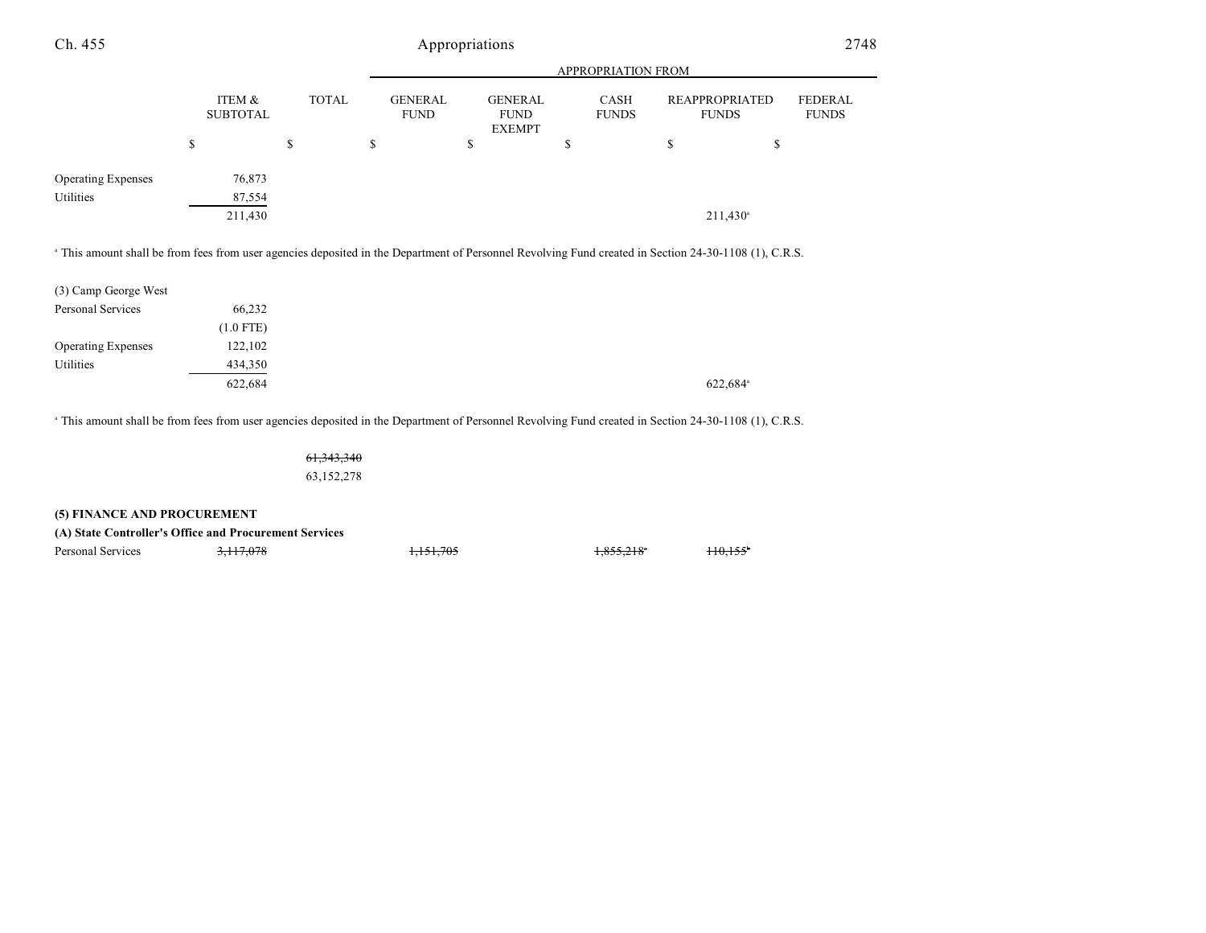| | ITEM & SUBTOTAL | TOTAL | GENERAL FUND | GENERAL FUND EXEMPT | CASH FUNDS | REAPPROPRIATED FUNDS | FEDERAL FUNDS |
|---|---|---|---|---|---|---|---|
| | $ | $ | $ | $ | $ | $ | $ |
| Operating Expenses | 76,873 | | | | | | |
| Utilities | 87,554 | | | | | | |
| | 211,430 | | | | | 211,430[a] | |

[a] This amount shall be from fees from user agencies deposited in the Department of Personnel Revolving Fund created in Section 24-30-1108 (1), C.R.S.

| | ITEM & SUBTOTAL | TOTAL | GENERAL FUND | GENERAL FUND EXEMPT | CASH FUNDS | REAPPROPRIATED FUNDS | FEDERAL FUNDS |
|---|---|---|---|---|---|---|---|
| (3) Camp George West | | | | | | | |
| Personal Services | 66,232 | | | | | | |
| | (1.0 FTE) | | | | | | |
| Operating Expenses | 122,102 | | | | | | |
| Utilities | 434,350 | | | | | | |
| | 622,684 | | | | | 622,684[a] | |

[a] This amount shall be from fees from user agencies deposited in the Department of Personnel Revolving Fund created in Section 24-30-1108 (1), C.R.S.

| | ITEM & SUBTOTAL | TOTAL | GENERAL FUND | GENERAL FUND EXEMPT | CASH FUNDS | REAPPROPRIATED FUNDS | FEDERAL FUNDS |
|---|---|---|---|---|---|---|---|
| | | ~~61,343,340~~ | | | | | |
| | | 63,152,278 | | | | | |

**(5) FINANCE AND PROCUREMENT**

**(A) State Controller's Office and Procurement Services**

| | ITEM & SUBTOTAL | TOTAL | GENERAL FUND | GENERAL FUND EXEMPT | CASH FUNDS | REAPPROPRIATED FUNDS | FEDERAL FUNDS |
|---|---|---|---|---|---|---|---|
| Personal Services | ~~3,117,078~~ | | ~~1,151,705~~ | | ~~1,855,218~~[a] | ~~110,155~~[b] | |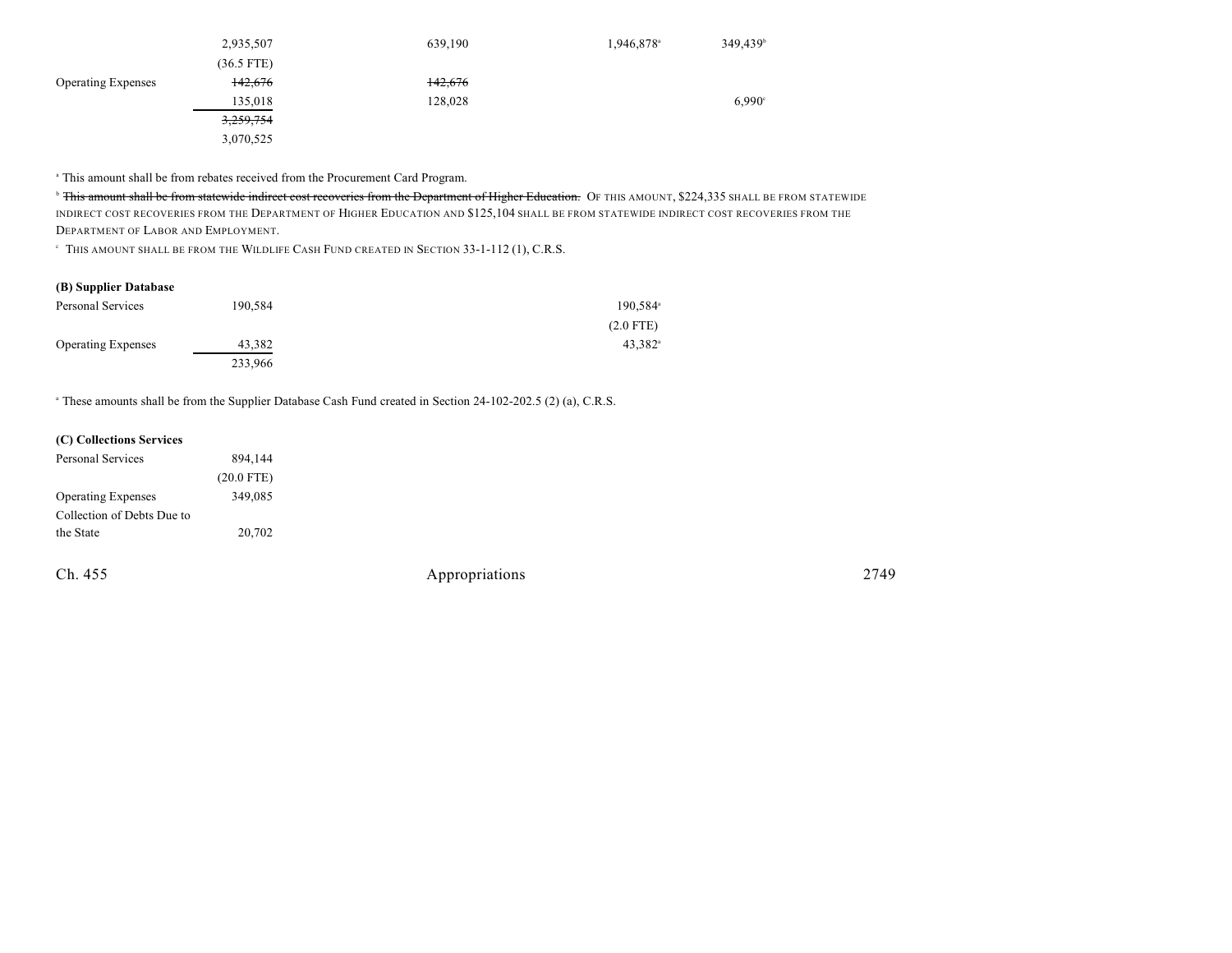| | | | | | |
|---|---|---|---|---|---|
| | 2,935,507 | 639,190 | | 1,946,878[a] | 349,439[b] |
| | (36.5 FTE) | | | | |
| Operating Expenses | ~~142,676~~ | ~~142,676~~ | | | |
| | 135,018 | 128,028 | | | 6,990[c] |
| | ~~3,259,754~~ | | | | |
| | 3,070,525 | | | | |

[a] This amount shall be from rebates received from the Procurement Card Program.

[b] ~~This amount shall be from statewide indirect cost recoveries from the Department of Higher Education.~~ OF THIS AMOUNT, $224,335 SHALL BE FROM STATEWIDE INDIRECT COST RECOVERIES FROM THE DEPARTMENT OF HIGHER EDUCATION AND $125,104 SHALL BE FROM STATEWIDE INDIRECT COST RECOVERIES FROM THE DEPARTMENT OF LABOR AND EMPLOYMENT.

[c] THIS AMOUNT SHALL BE FROM THE WILDLIFE CASH FUND CREATED IN SECTION 33-1-112 (1), C.R.S.

**(B) Supplier Database**

| | | | | |
|---|---|---|---|---|
| Personal Services | 190,584 | | | 190,584[a] |
| | | | | (2.0 FTE) |
| Operating Expenses | 43,382 | | | 43,382[a] |
| | 233,966 | | | |

[a] These amounts shall be from the Supplier Database Cash Fund created in Section 24-102-202.5 (2) (a), C.R.S.

**(C) Collections Services**

| | |
|---|---|
| Personal Services | 894,144 |
| | (20.0 FTE) |
| Operating Expenses | 349,085 |
| Collection of Debts Due to the State | 20,702 |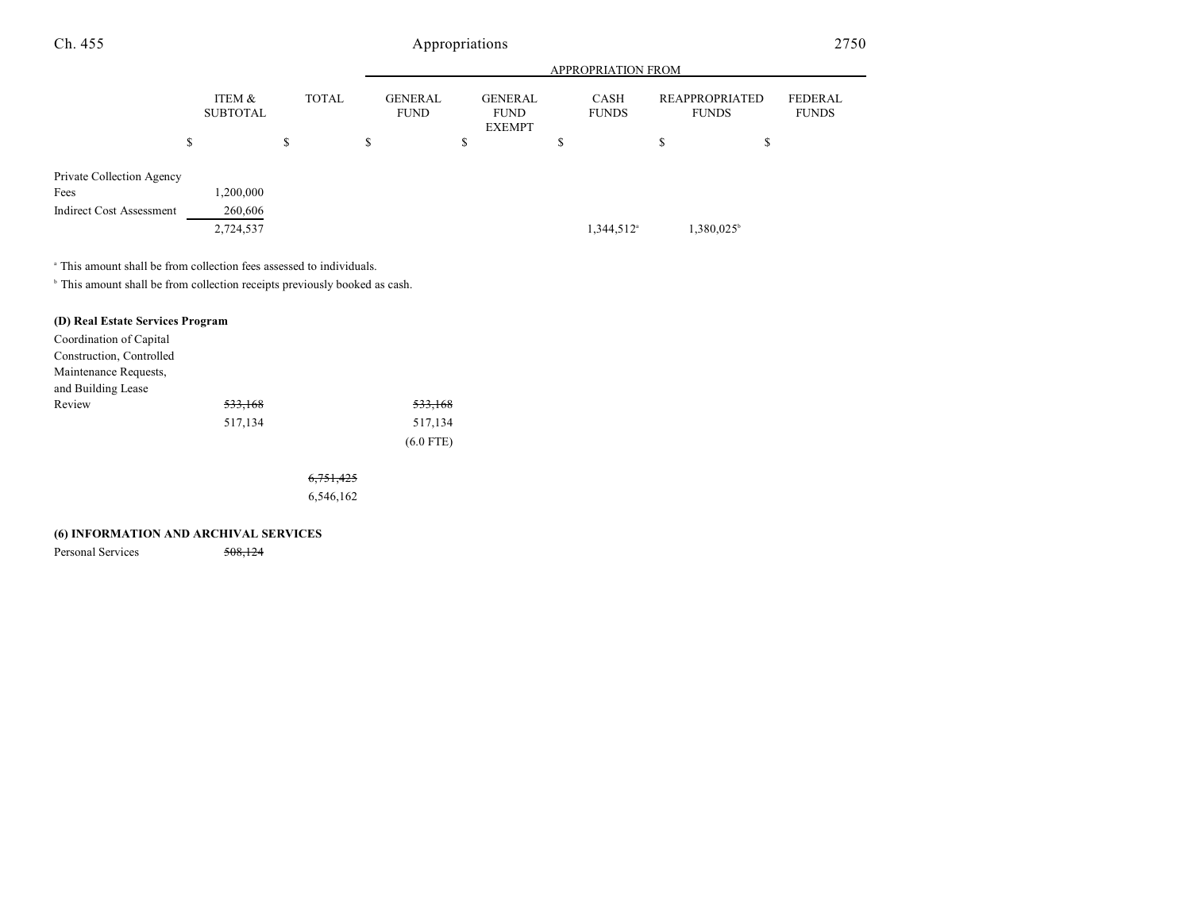| | ITEM & SUBTOTAL | TOTAL | GENERAL FUND | GENERAL FUND EXEMPT | CASH FUNDS | REAPPROPRIATED FUNDS | FEDERAL FUNDS |
|---|---|---|---|---|---|---|---|
| | $ | $ | $ | $ | $ | $ | $ |
| Private Collection Agency Fees | 1,200,000 | | | | | | |
| Indirect Cost Assessment | 260,606 | | | | | | |
| | 2,724,537 | | | | 1,344,512[a] | 1,380,025[b] | |

[a] This amount shall be from collection fees assessed to individuals.

[b] This amount shall be from collection receipts previously booked as cash.

**(D) Real Estate Services Program**

| | ITEM & SUBTOTAL | TOTAL | GENERAL FUND | GENERAL FUND EXEMPT | CASH FUNDS | REAPPROPRIATED FUNDS | FEDERAL FUNDS |
|---|---|---|---|---|---|---|---|
| Coordination of Capital Construction, Controlled Maintenance Requests, and Building Lease Review | ~~533,168~~ | | ~~533,168~~ | | | | |
| | 517,134 | | 517,134 | | | | |
| | | | (6.0 FTE) | | | | |
| | | ~~6,751,425~~ | | | | | |
| | | 6,546,162 | | | | | |

**(6) INFORMATION AND ARCHIVAL SERVICES**

| | ITEM & SUBTOTAL | TOTAL | GENERAL FUND | GENERAL FUND EXEMPT | CASH FUNDS | REAPPROPRIATED FUNDS | FEDERAL FUNDS |
|---|---|---|---|---|---|---|---|
| Personal Services | ~~508,124~~ | | | | | | |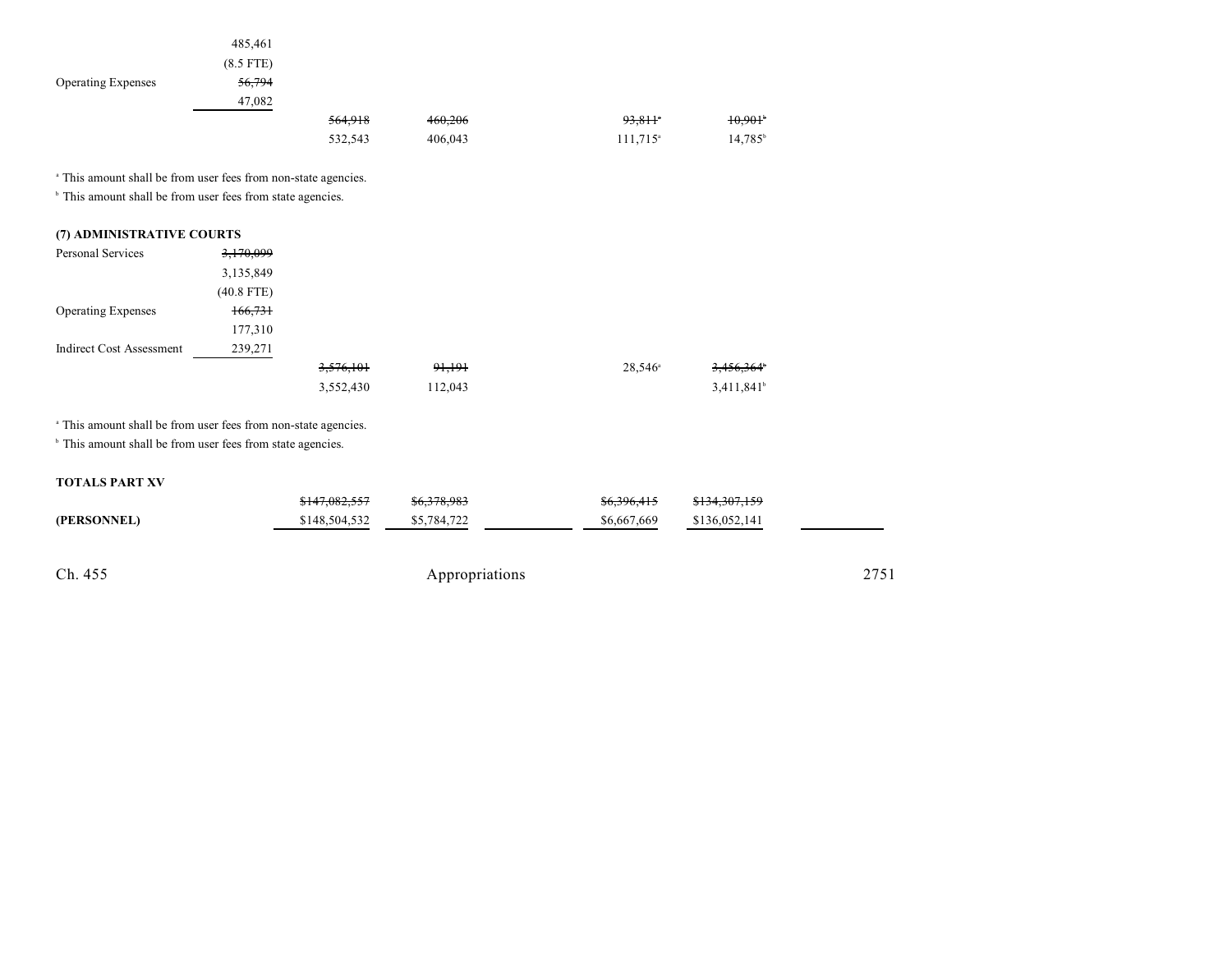| | | | | | | | |
|---|---|---|---|---|---|---|---|
| | 485,461 | | | | | | |
| | (8.5 FTE) | | | | | | |
| Operating Expenses | ~~56,794~~ | | | | | | |
| | 47,082 | | | | | | |
| | | ~~564,918~~ | ~~460,206~~ | | ~~93,811~~[a] | ~~10,901~~[b] | |
| | | 532,543 | 406,043 | | 111,715[a] | 14,785[b] | |

[a] This amount shall be from user fees from non-state agencies.

[b] This amount shall be from user fees from state agencies.

**(7) ADMINISTRATIVE COURTS**

| | | | | | | | |
|---|---|---|---|---|---|---|---|
| Personal Services | ~~3,170,099~~ | | | | | | |
| | 3,135,849 | | | | | | |
| | (40.8 FTE) | | | | | | |
| Operating Expenses | ~~166,731~~ | | | | | | |
| | 177,310 | | | | | | |
| Indirect Cost Assessment | 239,271 | | | | | | |
| | | ~~3,576,101~~ | ~~91,191~~ | | 28,546[a] | ~~3,456,364~~[b] | |
| | | 3,552,430 | 112,043 | | | 3,411,841[b] | |

[a] This amount shall be from user fees from non-state agencies.

[b] This amount shall be from user fees from state agencies.

**TOTALS PART XV**

| | | | | | | | |
|---|---|---|---|---|---|---|---|
| | | ~~$147,082,557~~ | ~~$6,378,983~~ | | ~~$6,396,415~~ | ~~$134,307,159~~ | |
| **(PERSONNEL)** | | $148,504,532 | $5,784,722 | | $6,667,669 | $136,052,141 | |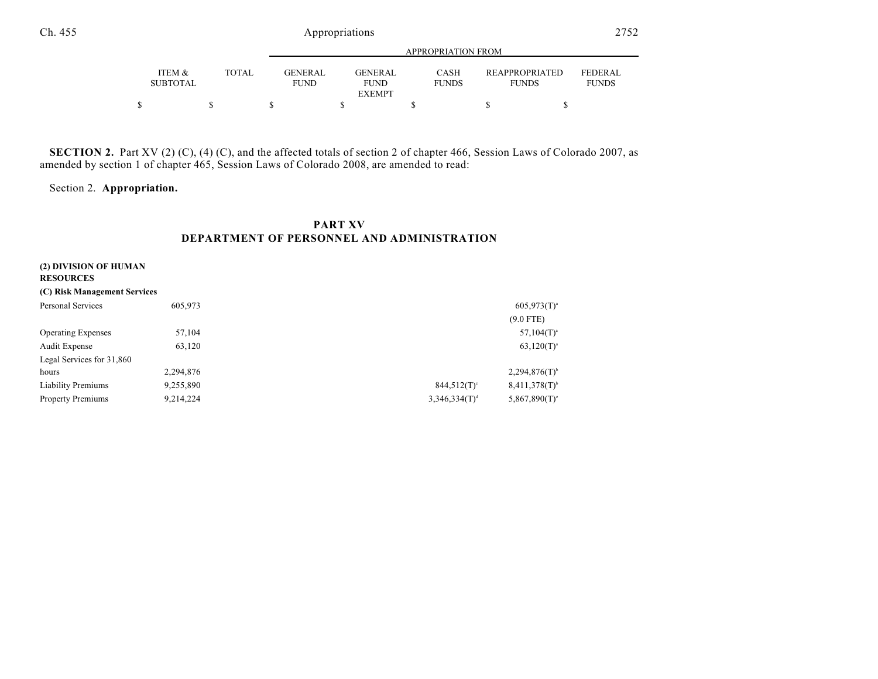**SECTION 2.** Part XV (2) (C), (4) (C), and the affected totals of section 2 of chapter 466, Session Laws of Colorado 2007, as amended by section 1 of chapter 465, Session Laws of Colorado 2008, are amended to read:

Section 2. **Appropriation.**

## PART XV
## DEPARTMENT OF PERSONNEL AND ADMINISTRATION

| | ITEM & SUBTOTAL | TOTAL | APPROPRIATION FROM GENERAL FUND | GENERAL FUND EXEMPT | CASH FUNDS | REAPPROPRIATED FUNDS | FEDERAL FUNDS |
|---|---|---|---|---|---|---|---|
| | $ | $ | $ | $ | $ | $ | $ |
| **(2) DIVISION OF HUMAN RESOURCES** | | | | | | | |
| **(C) Risk Management Services** | | | | | | | |
| Personal Services | 605,973 | | | | | 605,973(T)[a] | |
| | | | | | | (9.0 FTE) | |
| Operating Expenses | 57,104 | | | | | 57,104(T)[a] | |
| Audit Expense | 63,120 | | | | | 63,120(T)[a] | |
| Legal Services for 31,860 hours | 2,294,876 | | | | | 2,294,876(T)[b] | |
| Liability Premiums | 9,255,890 | | | | 844,512(T)[c] | 8,411,378(T)[b] | |
| Property Premiums | 9,214,224 | | | | 3,346,334(T)[d] | 5,867,890(T)[e] | |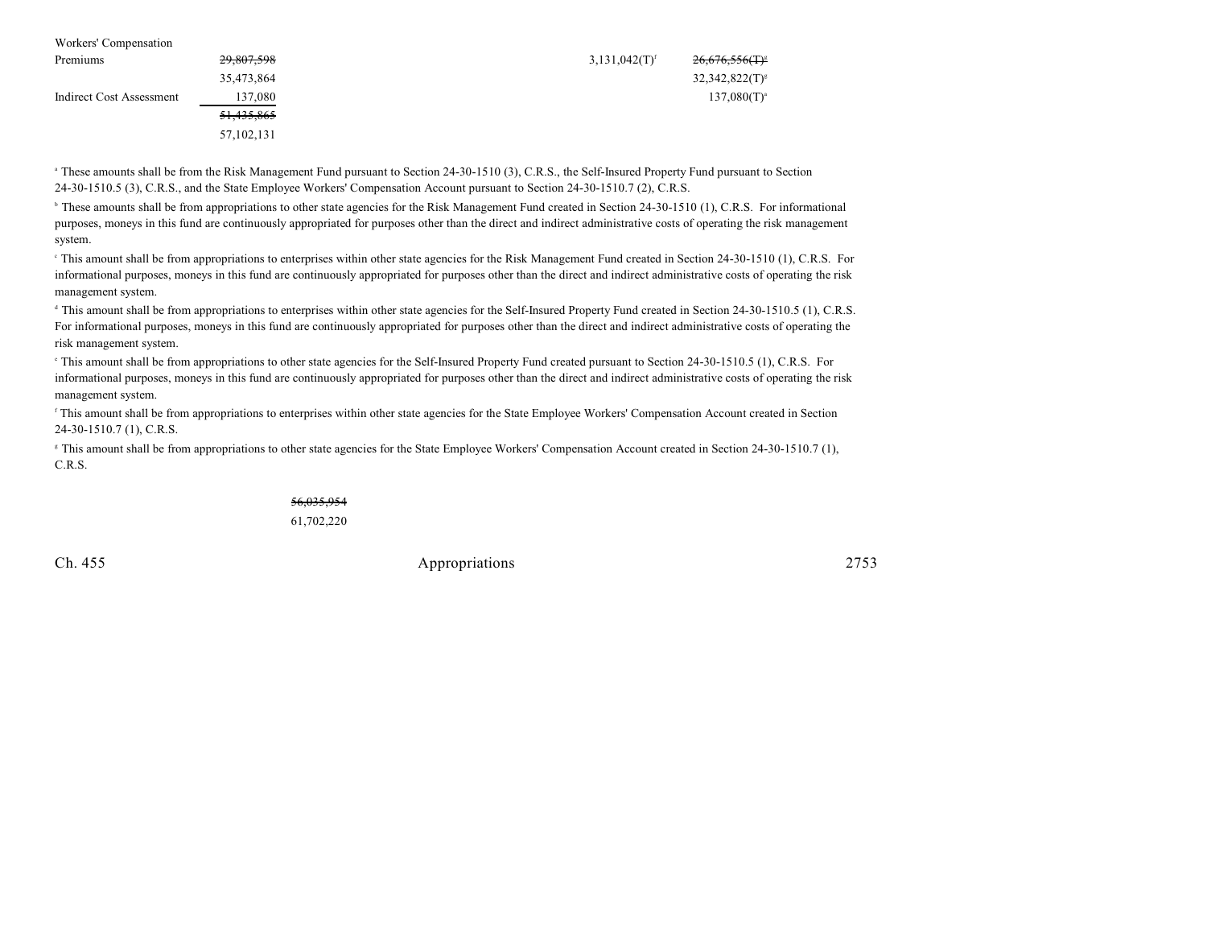| | | | | | | |
|---|---|---|---|---|---|---|
| Workers' Compensation | | | | | | |
| Premiums | ~~29,807,598~~ | | | | 3,131,042(T)[f] | ~~26,676,556(T)[g]~~ |
| | 35,473,864 | | | | | 32,342,822(T)[g] |
| Indirect Cost Assessment | 137,080 | | | | | 137,080(T)[a] |
| | ~~51,435,865~~ | | | | | |
| | 57,102,131 | | | | | |

[a] These amounts shall be from the Risk Management Fund pursuant to Section 24-30-1510 (3), C.R.S., the Self-Insured Property Fund pursuant to Section 24-30-1510.5 (3), C.R.S., and the State Employee Workers' Compensation Account pursuant to Section 24-30-1510.7 (2), C.R.S.

[b] These amounts shall be from appropriations to other state agencies for the Risk Management Fund created in Section 24-30-1510 (1), C.R.S. For informational purposes, moneys in this fund are continuously appropriated for purposes other than the direct and indirect administrative costs of operating the risk management system.

[c] This amount shall be from appropriations to enterprises within other state agencies for the Risk Management Fund created in Section 24-30-1510 (1), C.R.S. For informational purposes, moneys in this fund are continuously appropriated for purposes other than the direct and indirect administrative costs of operating the risk management system.

[d] This amount shall be from appropriations to enterprises within other state agencies for the Self-Insured Property Fund created in Section 24-30-1510.5 (1), C.R.S. For informational purposes, moneys in this fund are continuously appropriated for purposes other than the direct and indirect administrative costs of operating the risk management system.

[e] This amount shall be from appropriations to other state agencies for the Self-Insured Property Fund created pursuant to Section 24-30-1510.5 (1), C.R.S. For informational purposes, moneys in this fund are continuously appropriated for purposes other than the direct and indirect administrative costs of operating the risk management system.

[f] This amount shall be from appropriations to enterprises within other state agencies for the State Employee Workers' Compensation Account created in Section 24-30-1510.7 (1), C.R.S.

[g] This amount shall be from appropriations to other state agencies for the State Employee Workers' Compensation Account created in Section 24-30-1510.7 (1), C.R.S.

~~56,035,954~~
61,702,220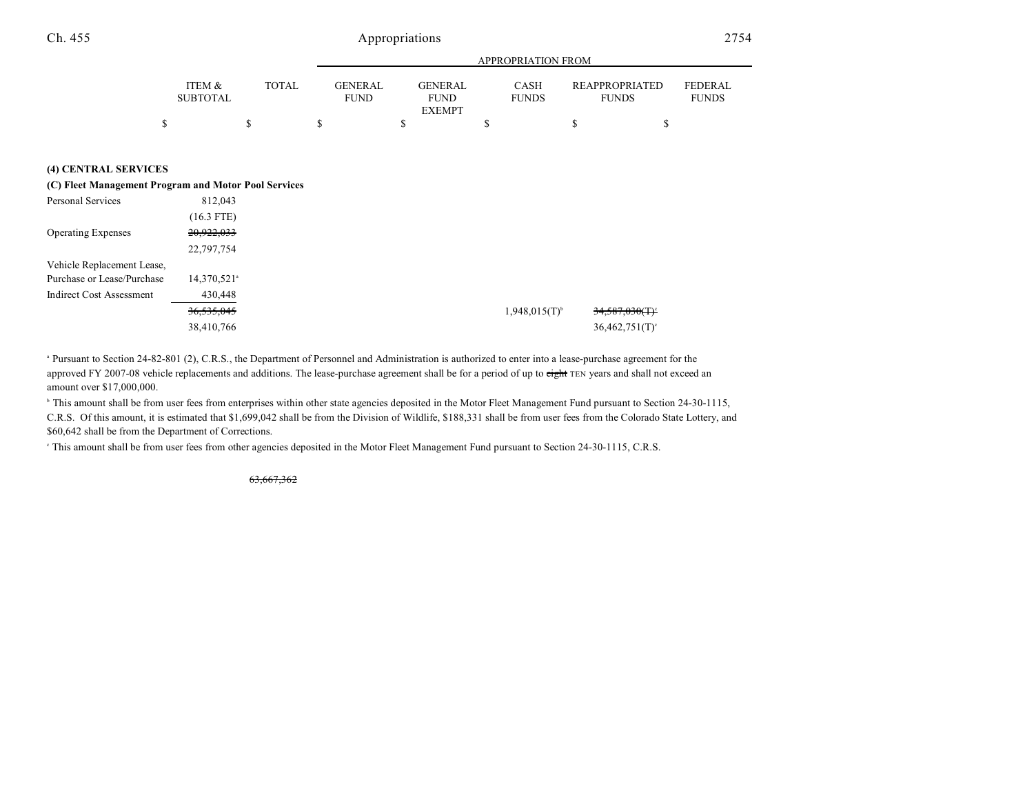| | ITEM & SUBTOTAL | TOTAL | GENERAL FUND | GENERAL FUND EXEMPT | CASH FUNDS | REAPPROPRIATED FUNDS | FEDERAL FUNDS |
|---|---|---|---|---|---|---|---|
| | $ | $ | $ | $ | $ | $ | $ |

**(4) CENTRAL SERVICES**

**(C) Fleet Management Program and Motor Pool Services**

| | ITEM & SUBTOTAL | TOTAL | GENERAL FUND | GENERAL FUND EXEMPT | CASH FUNDS | REAPPROPRIATED FUNDS | FEDERAL FUNDS |
|---|---|---|---|---|---|---|---|
| Personal Services | 812,043 | | | | | | |
| | (16.3 FTE) | | | | | | |
| Operating Expenses | ~~20,922,033~~ | | | | | | |
| | 22,797,754 | | | | | | |
| Vehicle Replacement Lease, Purchase or Lease/Purchase | 14,370,521[a] | | | | | | |
| Indirect Cost Assessment | 430,448 | | | | | | |
| | ~~36,535,045~~ | | | | 1,948,015(T)[b] | ~~34,587,030(T)~~[c] | |
| | 38,410,766 | | | | | 36,462,751(T)[c] | |

[a] Pursuant to Section 24-82-801 (2), C.R.S., the Department of Personnel and Administration is authorized to enter into a lease-purchase agreement for the approved FY 2007-08 vehicle replacements and additions. The lease-purchase agreement shall be for a period of up to ~~eight~~ TEN years and shall not exceed an amount over $17,000,000.

[b] This amount shall be from user fees from enterprises within other state agencies deposited in the Motor Fleet Management Fund pursuant to Section 24-30-1115, C.R.S. Of this amount, it is estimated that $1,699,042 shall be from the Division of Wildlife, $188,331 shall be from user fees from the Colorado State Lottery, and $60,642 shall be from the Department of Corrections.

[c] This amount shall be from user fees from other agencies deposited in the Motor Fleet Management Fund pursuant to Section 24-30-1115, C.R.S.

| | ITEM & SUBTOTAL | TOTAL | GENERAL FUND | GENERAL FUND EXEMPT | CASH FUNDS | REAPPROPRIATED FUNDS | FEDERAL FUNDS |
|---|---|---|---|---|---|---|---|
| | | ~~63,667,362~~ | | | | | |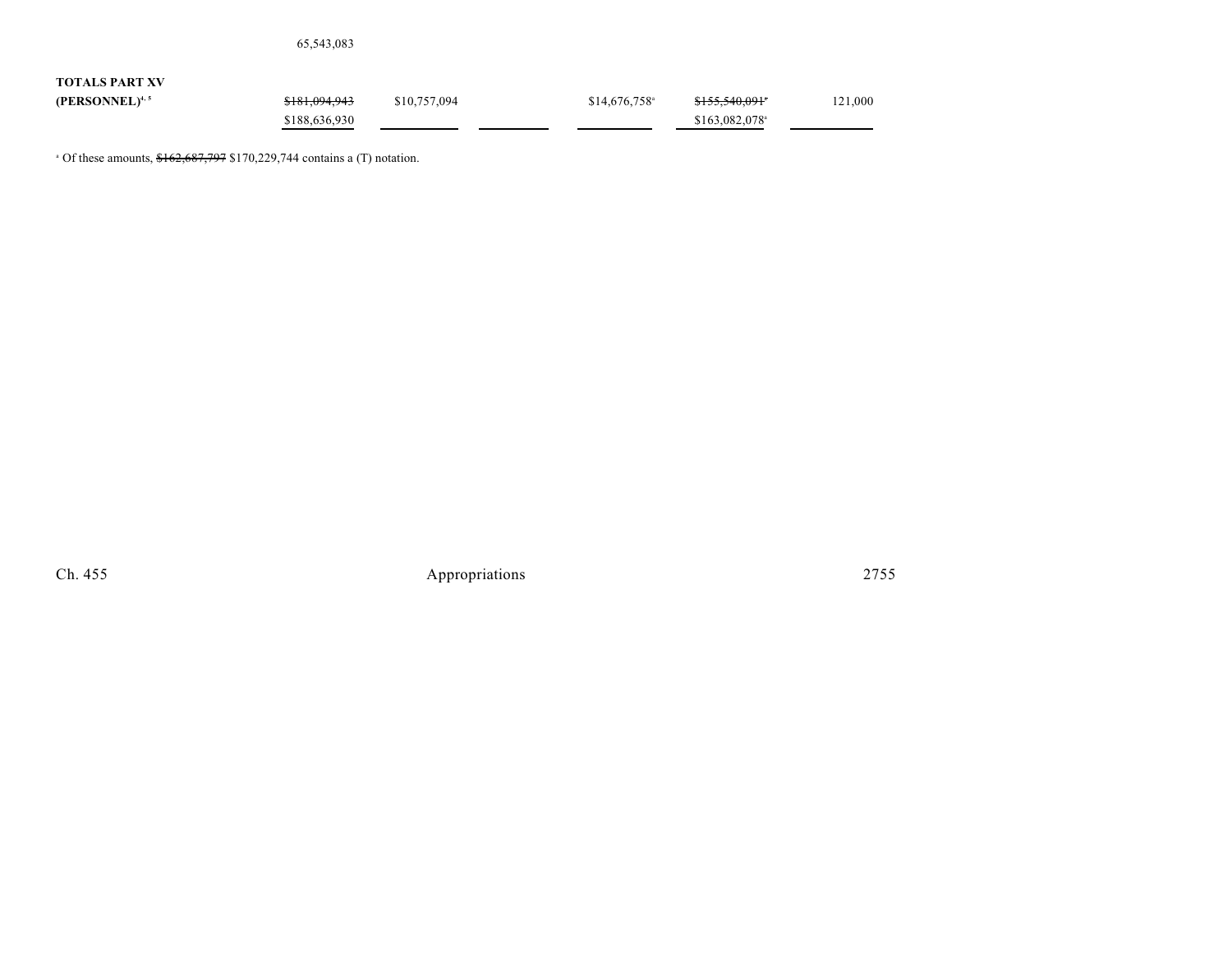| | | | | | | |
|---|---|---|---|---|---|---|
| | 65,543,083 | | | | | |
| **TOTALS PART XV (PERSONNEL)**[4, 5] | ~~$181,094,943~~ $188,636,930 | $10,757,094 | | $14,676,758[a] | ~~$155,540,091~~[a] $163,082,078[a] | 121,000 |

[a] Of these amounts, ~~$162,687,797~~ $170,229,744 contains a (T) notation.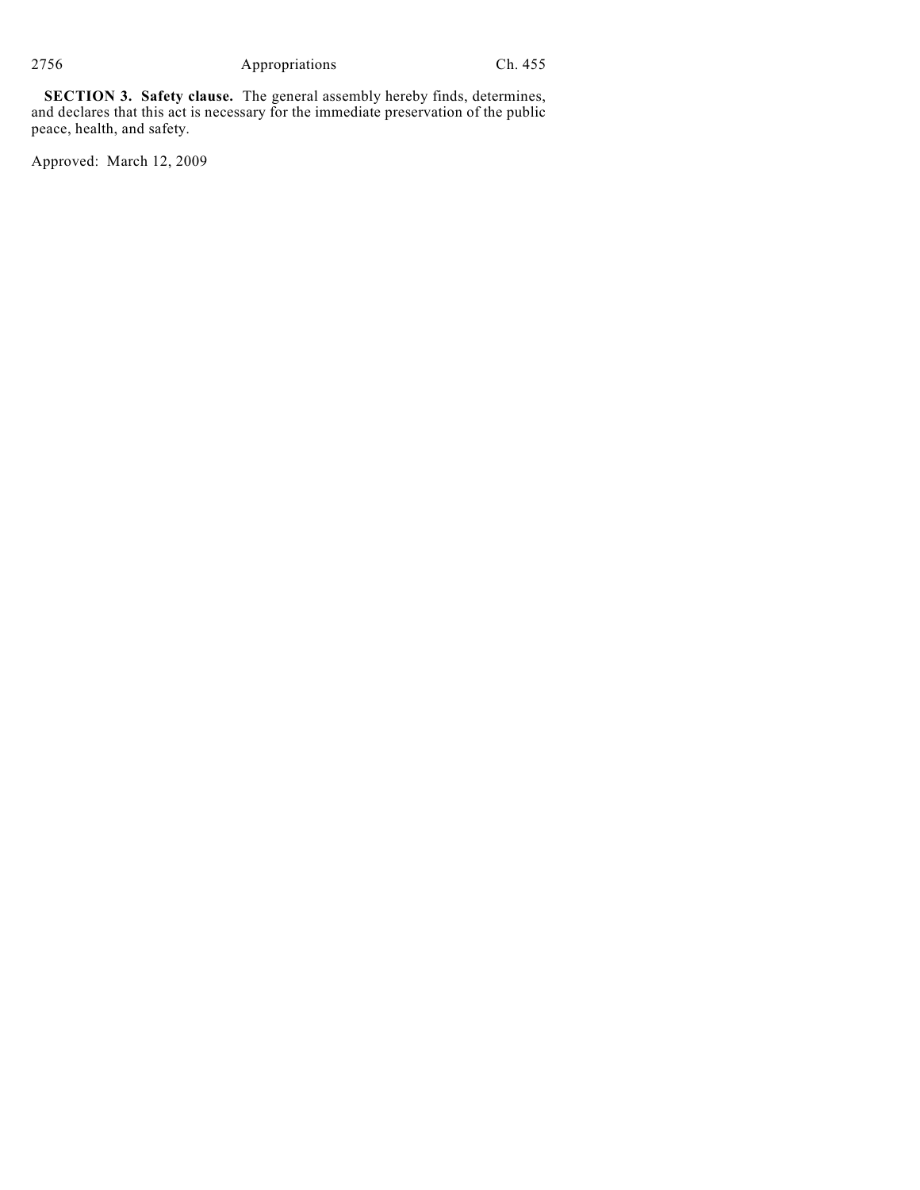**SECTION 3. Safety clause.** The general assembly hereby finds, determines, and declares that this act is necessary for the immediate preservation of the public peace, health, and safety.

Approved: March 12, 2009